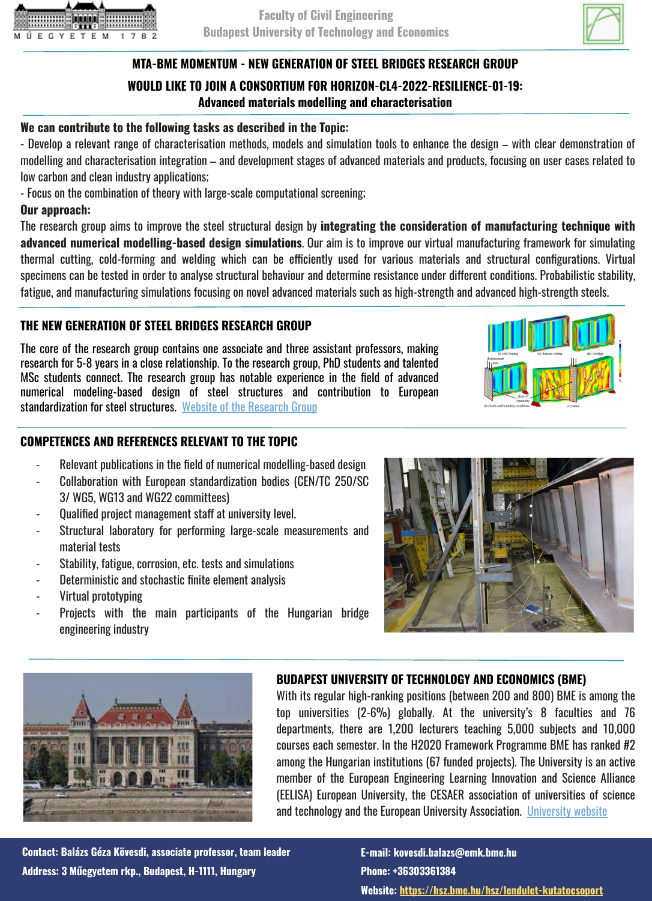Faculty of Civil Engineering
Budapest University of Technology and Economics

# MTA-BME MOMENTUM - NEW GENERATION OF STEEL BRIDGES RESEARCH GROUP

## WOULD LIKE TO JOIN A CONSORTIUM FOR HORIZON-CL4-2022-RESILIENCE-01-19: Advanced materials modelling and characterisation

**We can contribute to the following tasks as described in the Topic:**

- Develop a relevant range of characterisation methods, models and simulation tools to enhance the design – with clear demonstration of modelling and characterisation integration – and development stages of advanced materials and products, focusing on user cases related to low carbon and clean industry applications;
- Focus on the combination of theory with large-scale computational screening;

**Our approach:**

The research group aims to improve the steel structural design by **integrating the consideration of manufacturing technique with advanced numerical modelling-based design simulations**. Our aim is to improve our virtual manufacturing framework for simulating thermal cutting, cold-forming and welding which can be efficiently used for various materials and structural configurations. Virtual specimens can be tested in order to analyse structural behaviour and determine resistance under different conditions. Probabilistic stability, fatigue, and manufacturing simulations focusing on novel advanced materials such as high-strength and advanced high-strength steels.

## THE NEW GENERATION OF STEEL BRIDGES RESEARCH GROUP

The core of the research group contains one associate and three assistant professors, making research for 5-8 years in a close relationship. To the research group, PhD students and talented MSc students connect. The research group has notable experience in the field of advanced numerical modeling-based design of steel structures and contribution to European standardization for steel structures. [Website of the Research Group]

## COMPETENCES AND REFERENCES RELEVANT TO THE TOPIC

- Relevant publications in the field of numerical modelling-based design
- Collaboration with European standardization bodies (CEN/TC 250/SC 3/ WG5, WG13 and WG22 committees)
- Qualified project management staff at university level.
- Structural laboratory for performing large-scale measurements and material tests
- Stability, fatigue, corrosion, etc. tests and simulations
- Deterministic and stochastic finite element analysis
- Virtual prototyping
- Projects with the main participants of the Hungarian bridge engineering industry

## BUDAPEST UNIVERSITY OF TECHNOLOGY AND ECONOMICS (BME)

With its regular high-ranking positions (between 200 and 800) BME is among the top universities (2-6%) globally. At the university's 8 faculties and 76 departments, there are 1,200 lecturers teaching 5,000 subjects and 10,000 courses each semester. In the H2020 Framework Programme BME has ranked #2 among the Hungarian institutions (67 funded projects). The University is an active member of the European Engineering Learning Innovation and Science Alliance (EELISA) European University, the CESAER association of universities of science and technology and the European University Association. [University website]

**Contact: Balázs Géza Kövesdi, associate professor, team leader**
**Address: 3 Műegyetem rkp., Budapest, H-1111, Hungary**
**E-mail: kovesdi.balazs@emk.bme.hu**
**Phone: +36303361384**
**Website: https://hsz.bme.hu/hsz/lendulet-kutatocsoport**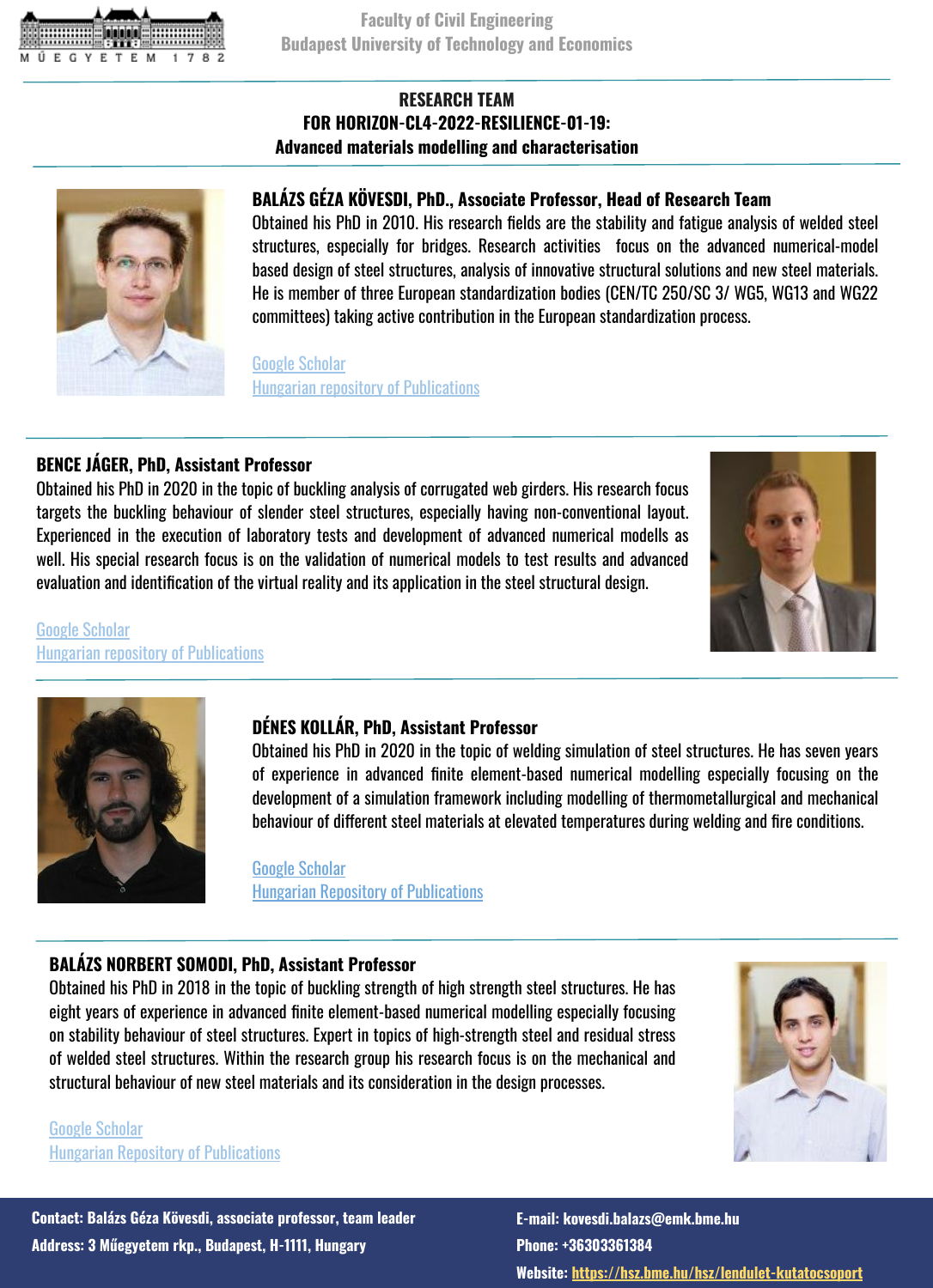Faculty of Civil Engineering
Budapest University of Technology and Economics

## RESEARCH TEAM
## FOR HORIZON-CL4-2022-RESILIENCE-01-19:
## Advanced materials modelling and characterisation

### BALÁZS GÉZA KÖVESDI, PhD., Associate Professor, Head of Research Team

Obtained his PhD in 2010. His research fields are the stability and fatigue analysis of welded steel structures, especially for bridges. Research activities focus on the advanced numerical-model based design of steel structures, analysis of innovative structural solutions and new steel materials. He is member of three European standardization bodies (CEN/TC 250/SC 3/ WG5, WG13 and WG22 committees) taking active contribution in the European standardization process.

Google Scholar
Hungarian repository of Publications

### BENCE JÁGER, PhD, Assistant Professor

Obtained his PhD in 2020 in the topic of buckling analysis of corrugated web girders. His research focus targets the buckling behaviour of slender steel structures, especially having non-conventional layout. Experienced in the execution of laboratory tests and development of advanced numerical modells as well. His special research focus is on the validation of numerical models to test results and advanced evaluation and identification of the virtual reality and its application in the steel structural design.

Google Scholar
Hungarian repository of Publications

### DÉNES KOLLÁR, PhD, Assistant Professor

Obtained his PhD in 2020 in the topic of welding simulation of steel structures. He has seven years of experience in advanced finite element-based numerical modelling especially focusing on the development of a simulation framework including modelling of thermometallurgical and mechanical behaviour of different steel materials at elevated temperatures during welding and fire conditions.

Google Scholar
Hungarian Repository of Publications

### BALÁZS NORBERT SOMODI, PhD, Assistant Professor

Obtained his PhD in 2018 in the topic of buckling strength of high strength steel structures. He has eight years of experience in advanced finite element-based numerical modelling especially focusing on stability behaviour of steel structures. Expert in topics of high-strength steel and residual stress of welded steel structures. Within the research group his research focus is on the mechanical and structural behaviour of new steel materials and its consideration in the design processes.

Google Scholar
Hungarian Repository of Publications

**Contact: Balázs Géza Kövesdi, associate professor, team leader**
**Address: 3 Műegyetem rkp., Budapest, H-1111, Hungary**
**E-mail: kovesdi.balazs@emk.bme.hu**
**Phone: +36303361384**
**Website: https://hsz.bme.hu/hsz/lendulet-kutatocsoport**